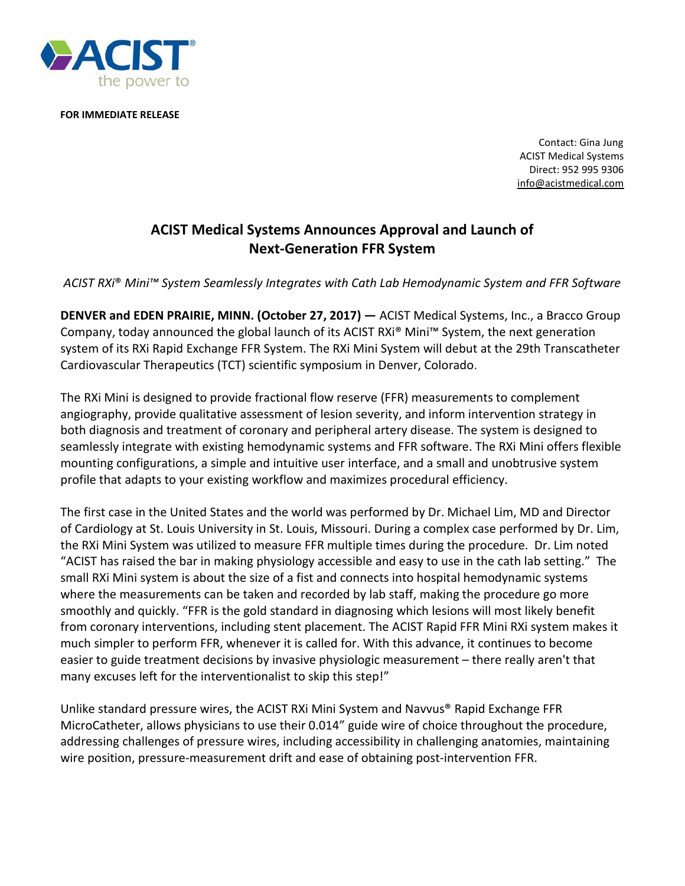**FOR IMMEDIATE RELEASE**

Contact: Gina Jung
ACIST Medical Systems
Direct: 952 995 9306
info@acistmedical.com

# ACIST Medical Systems Announces Approval and Launch of Next-Generation FFR System

*ACIST RXi® Mini™ System Seamlessly Integrates with Cath Lab Hemodynamic System and FFR Software*

**DENVER and EDEN PRAIRIE, MINN. (October 27, 2017) —** ACIST Medical Systems, Inc., a Bracco Group Company, today announced the global launch of its ACIST RXi® Mini™ System, the next generation system of its RXi Rapid Exchange FFR System. The RXi Mini System will debut at the 29th Transcatheter Cardiovascular Therapeutics (TCT) scientific symposium in Denver, Colorado.

The RXi Mini is designed to provide fractional flow reserve (FFR) measurements to complement angiography, provide qualitative assessment of lesion severity, and inform intervention strategy in both diagnosis and treatment of coronary and peripheral artery disease. The system is designed to seamlessly integrate with existing hemodynamic systems and FFR software. The RXi Mini offers flexible mounting configurations, a simple and intuitive user interface, and a small and unobtrusive system profile that adapts to your existing workflow and maximizes procedural efficiency.

The first case in the United States and the world was performed by Dr. Michael Lim, MD and Director of Cardiology at St. Louis University in St. Louis, Missouri. During a complex case performed by Dr. Lim, the RXi Mini System was utilized to measure FFR multiple times during the procedure. Dr. Lim noted "ACIST has raised the bar in making physiology accessible and easy to use in the cath lab setting." The small RXi Mini system is about the size of a fist and connects into hospital hemodynamic systems where the measurements can be taken and recorded by lab staff, making the procedure go more smoothly and quickly. "FFR is the gold standard in diagnosing which lesions will most likely benefit from coronary interventions, including stent placement. The ACIST Rapid FFR Mini RXi system makes it much simpler to perform FFR, whenever it is called for. With this advance, it continues to become easier to guide treatment decisions by invasive physiologic measurement – there really aren't that many excuses left for the interventionalist to skip this step!"

Unlike standard pressure wires, the ACIST RXi Mini System and Navvus® Rapid Exchange FFR MicroCatheter, allows physicians to use their 0.014" guide wire of choice throughout the procedure, addressing challenges of pressure wires, including accessibility in challenging anatomies, maintaining wire position, pressure-measurement drift and ease of obtaining post-intervention FFR.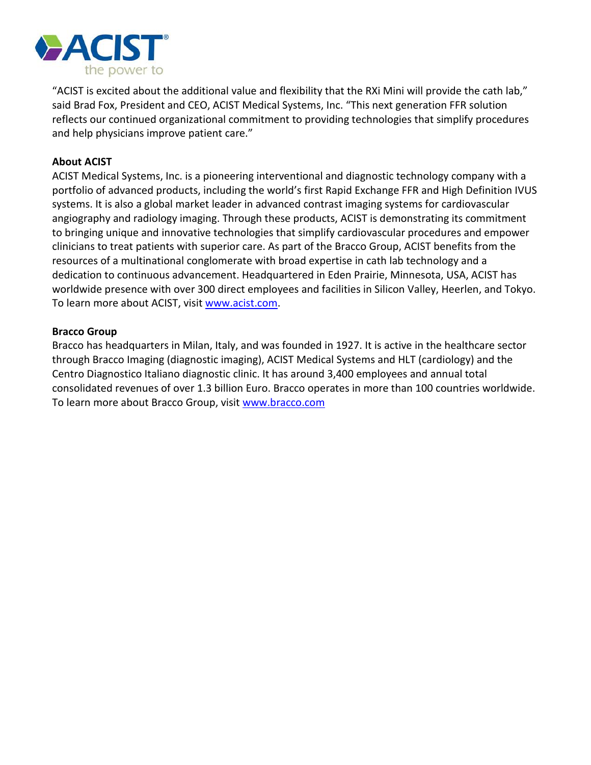"ACIST is excited about the additional value and flexibility that the RXi Mini will provide the cath lab," said Brad Fox, President and CEO, ACIST Medical Systems, Inc. "This next generation FFR solution reflects our continued organizational commitment to providing technologies that simplify procedures and help physicians improve patient care."

**About ACIST**

ACIST Medical Systems, Inc. is a pioneering interventional and diagnostic technology company with a portfolio of advanced products, including the world's first Rapid Exchange FFR and High Definition IVUS systems. It is also a global market leader in advanced contrast imaging systems for cardiovascular angiography and radiology imaging. Through these products, ACIST is demonstrating its commitment to bringing unique and innovative technologies that simplify cardiovascular procedures and empower clinicians to treat patients with superior care. As part of the Bracco Group, ACIST benefits from the resources of a multinational conglomerate with broad expertise in cath lab technology and a dedication to continuous advancement. Headquartered in Eden Prairie, Minnesota, USA, ACIST has worldwide presence with over 300 direct employees and facilities in Silicon Valley, Heerlen, and Tokyo. To learn more about ACIST, visit [www.acist.com](www.acist.com).

**Bracco Group**

Bracco has headquarters in Milan, Italy, and was founded in 1927. It is active in the healthcare sector through Bracco Imaging (diagnostic imaging), ACIST Medical Systems and HLT (cardiology) and the Centro Diagnostico Italiano diagnostic clinic. It has around 3,400 employees and annual total consolidated revenues of over 1.3 billion Euro. Bracco operates in more than 100 countries worldwide. To learn more about Bracco Group, visit [www.bracco.com](www.bracco.com)